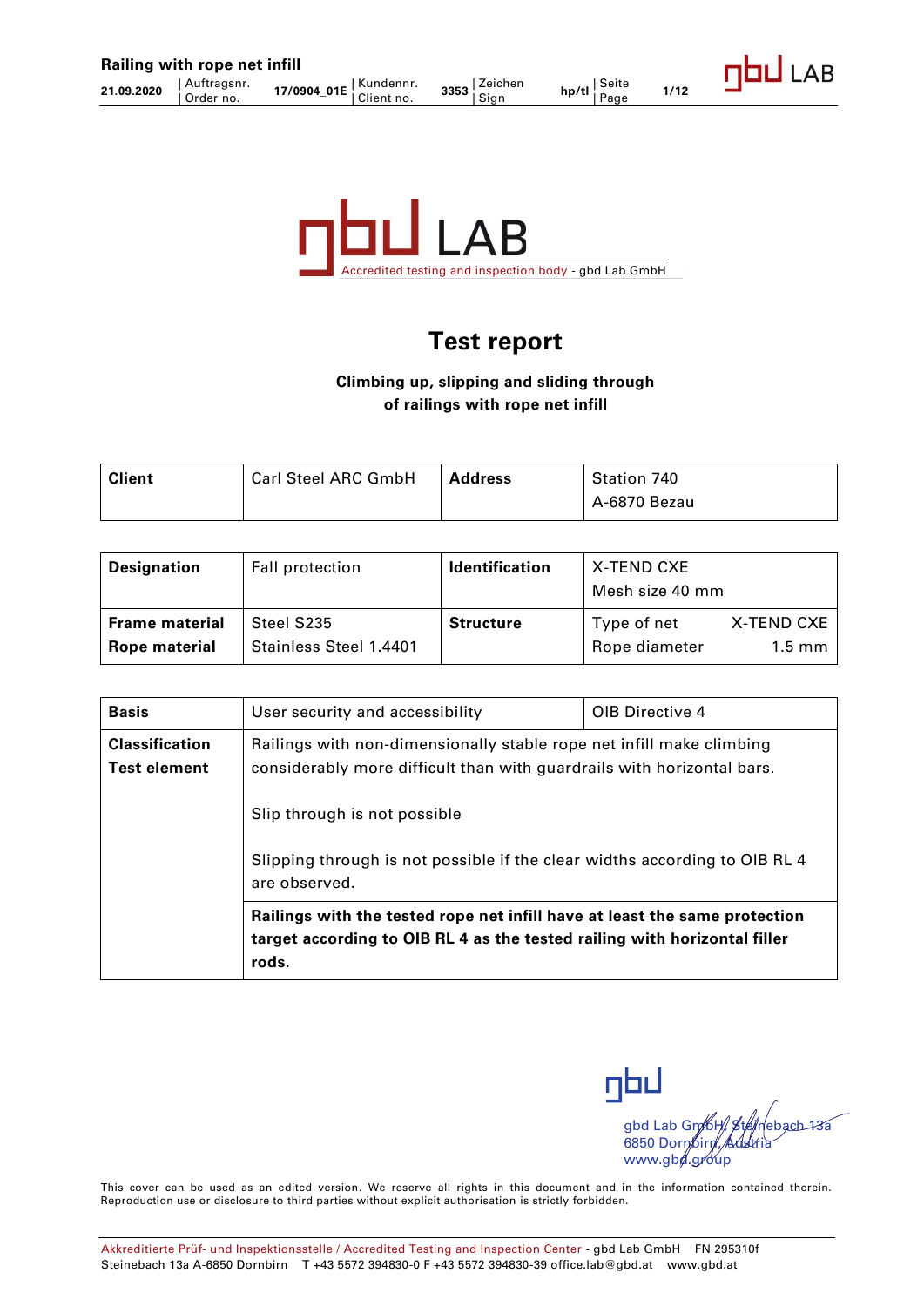gbd LAB
Accredited testing and inspection body - gbd Lab GmbH

# Test report

**Climbing up, slipping and sliding through of railings with rope net infill**

| **Client** | Carl Steel ARC GmbH | **Address** | Station 740<br>A-6870 Bezau |
|---|---|---|---|

| **Designation** | Fall protection | **Identification** | X-TEND CXE<br>Mesh size 40 mm |
|---|---|---|---|
| **Frame material**<br>**Rope material** | Steel S235<br>Stainless Steel 1.4401 | **Structure** | Type of net X-TEND CXE<br>Rope diameter 1.5 mm |

| **Basis** | User security and accessibility | OIB Directive 4 |
|---|---|---|
| **Classification**<br>**Test element** | Railings with non-dimensionally stable rope net infill make climbing considerably more difficult than with guardrails with horizontal bars.<br><br>Slip through is not possible<br><br>Slipping through is not possible if the clear widths according to OIB RL 4 are observed. | |
| | **Railings with the tested rope net infill have at least the same protection target according to OIB RL 4 as the tested railing with horizontal filler rods.** | |

gbd
gbd Lab GmbH, Steinebach 13a
6850 Dornbirn, Austria
www.gbd.group

This cover can be used as an edited version. We reserve all rights in this document and in the information contained therein. Reproduction use or disclosure to third parties without explicit authorisation is strictly forbidden.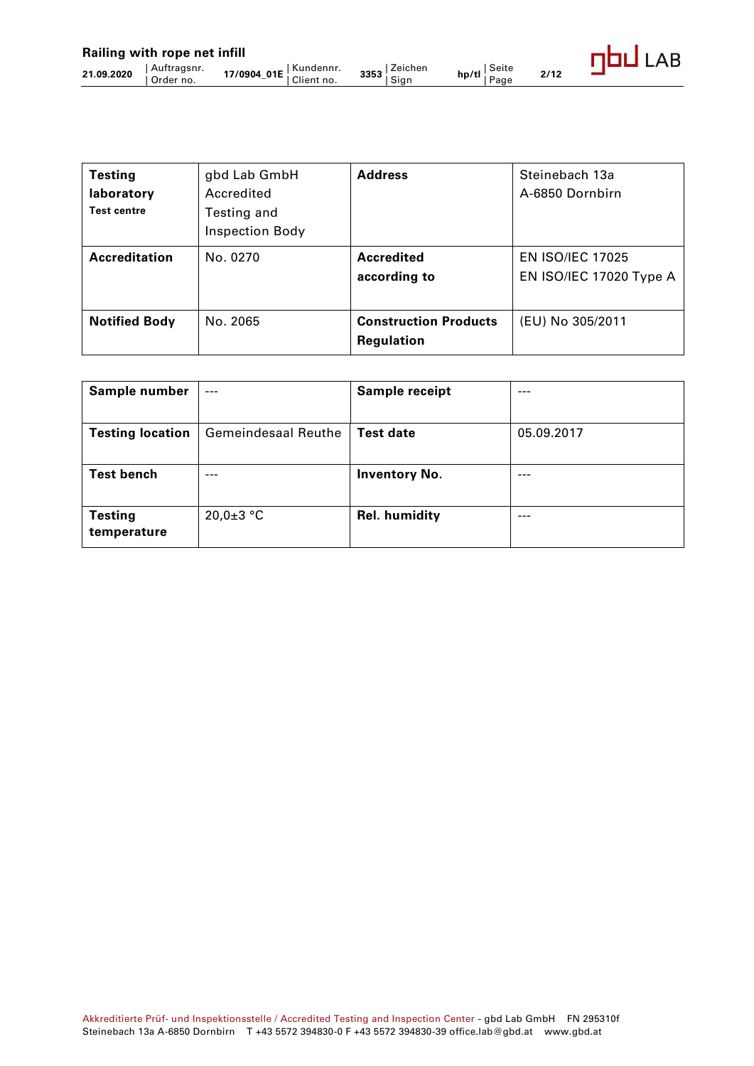| **Testing laboratory** **Test centre** | gbd Lab GmbH Accredited Testing and Inspection Body | **Address** | Steinebach 13a A-6850 Dornbirn |
|---|---|---|---|
| **Accreditation** | No. 0270 | **Accredited according to** | EN ISO/IEC 17025 EN ISO/IEC 17020 Type A |
| **Notified Body** | No. 2065 | **Construction Products Regulation** | (EU) No 305/2011 |

| **Sample number** | --- | **Sample receipt** | --- |
|---|---|---|---|
| **Testing location** | Gemeindesaal Reuthe | **Test date** | 05.09.2017 |
| **Test bench** | --- | **Inventory No.** | --- |
| **Testing temperature** | 20,0±3 °C | **Rel. humidity** | --- |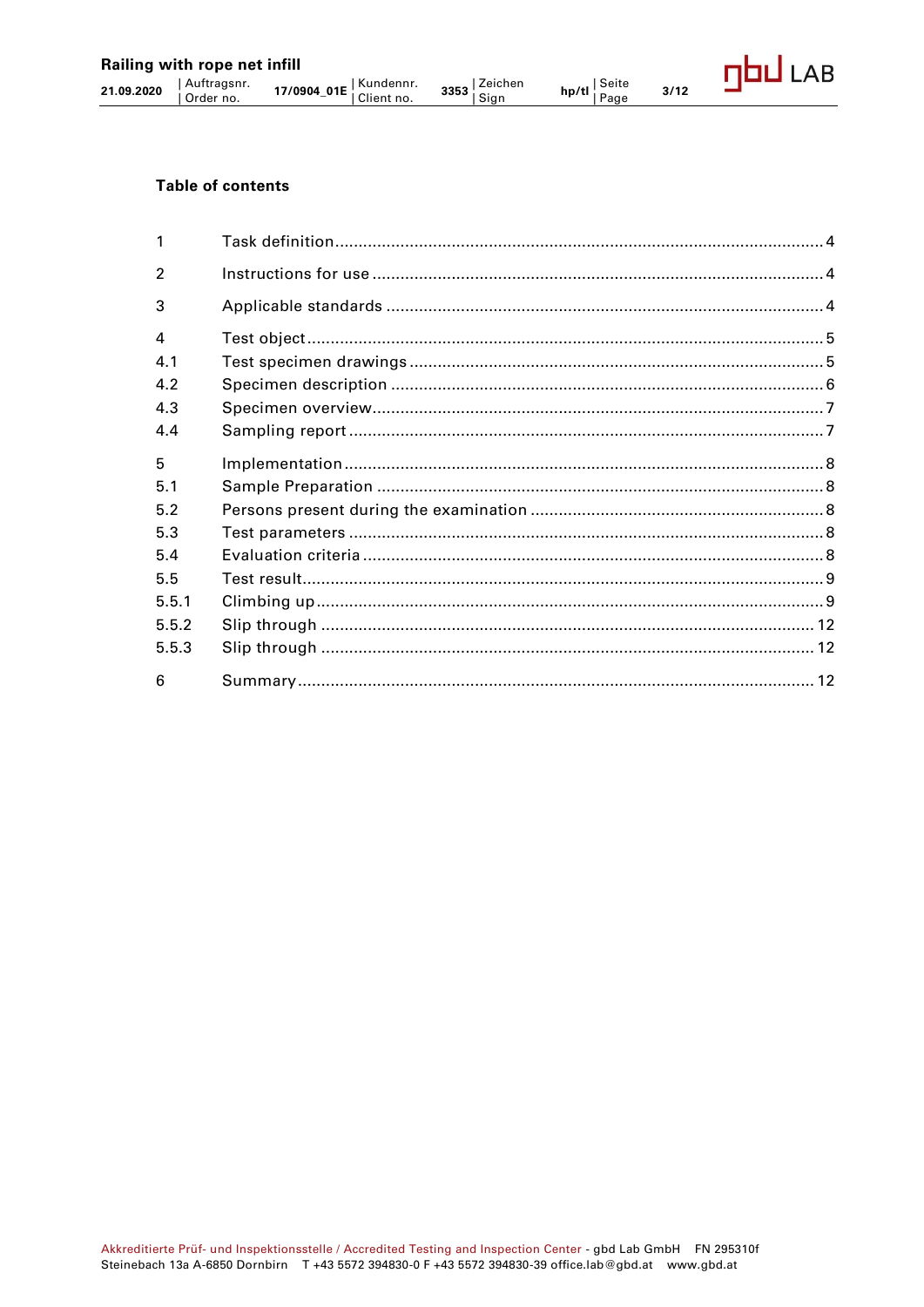## Table of contents

| | | |
|---|---|---|
| 1 | Task definition | 4 |
| 2 | Instructions for use | 4 |
| 3 | Applicable standards | 4 |
| 4 | Test object | 5 |
| 4.1 | Test specimen drawings | 5 |
| 4.2 | Specimen description | 6 |
| 4.3 | Specimen overview | 7 |
| 4.4 | Sampling report | 7 |
| 5 | Implementation | 8 |
| 5.1 | Sample Preparation | 8 |
| 5.2 | Persons present during the examination | 8 |
| 5.3 | Test parameters | 8 |
| 5.4 | Evaluation criteria | 8 |
| 5.5 | Test result | 9 |
| 5.5.1 | Climbing up | 9 |
| 5.5.2 | Slip through | 12 |
| 5.5.3 | Slip through | 12 |
| 6 | Summary | 12 |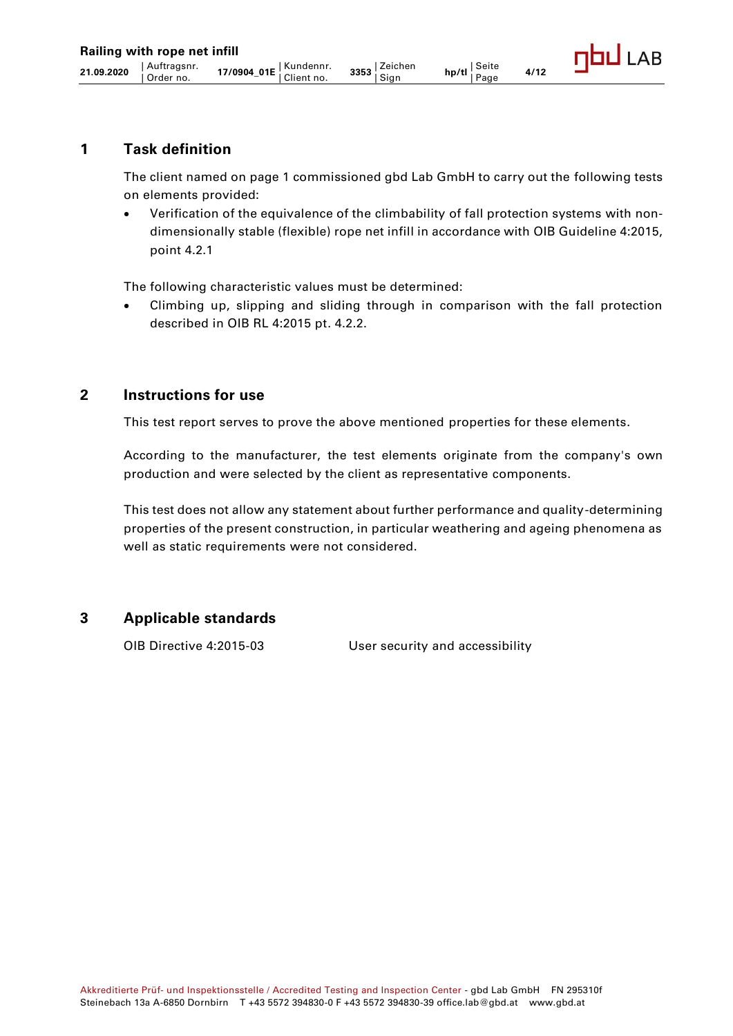## 1 Task definition

The client named on page 1 commissioned gbd Lab GmbH to carry out the following tests on elements provided:

- Verification of the equivalence of the climbability of fall protection systems with non-dimensionally stable (flexible) rope net infill in accordance with OIB Guideline 4:2015, point 4.2.1

The following characteristic values must be determined:

- Climbing up, slipping and sliding through in comparison with the fall protection described in OIB RL 4:2015 pt. 4.2.2.

## 2 Instructions for use

This test report serves to prove the above mentioned properties for these elements.

According to the manufacturer, the test elements originate from the company's own production and were selected by the client as representative components.

This test does not allow any statement about further performance and quality-determining properties of the present construction, in particular weathering and ageing phenomena as well as static requirements were not considered.

## 3 Applicable standards

| | |
|---|---|
| OIB Directive 4:2015-03 | User security and accessibility |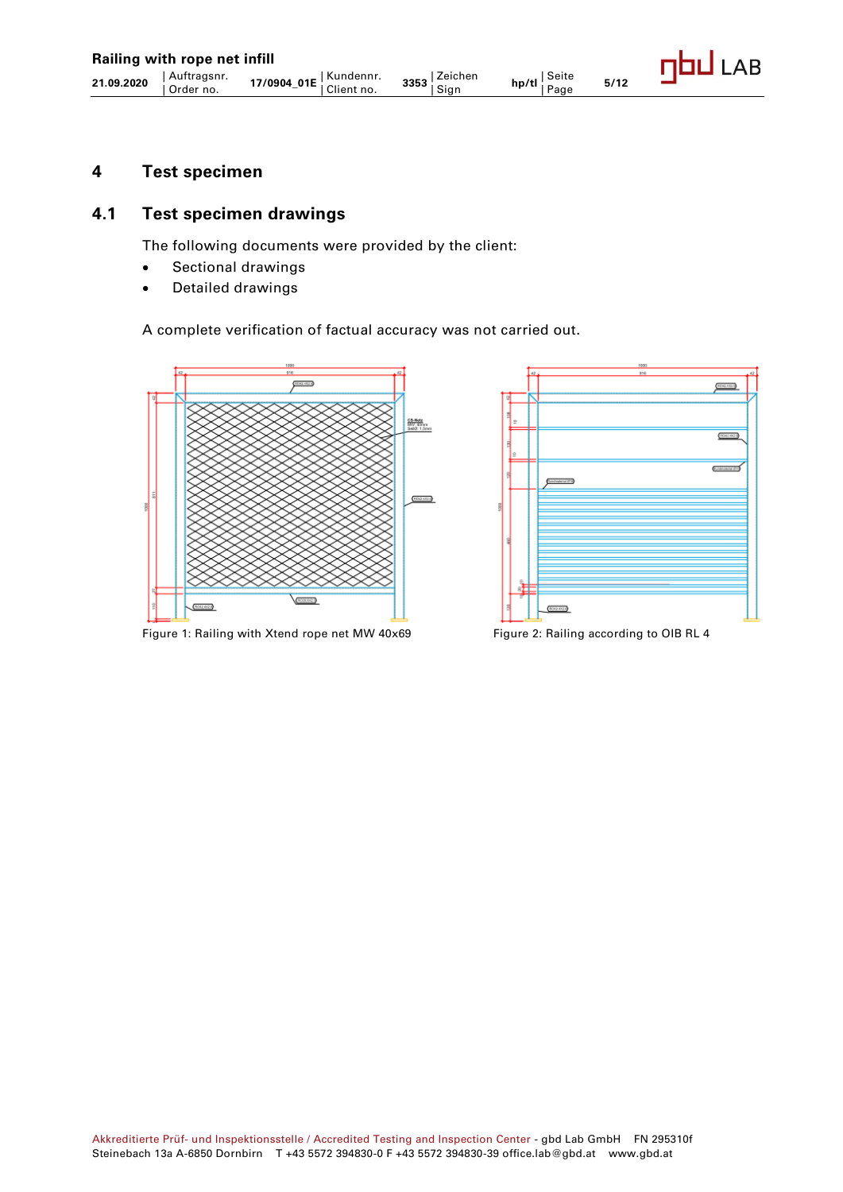# 4 Test specimen

## 4.1 Test specimen drawings

The following documents were provided by the client:

- Sectional drawings
- Detailed drawings

A complete verification of factual accuracy was not carried out.

Figure 1: Railing with Xtend rope net MW 40x69

Figure 2: Railing according to OIB RL 4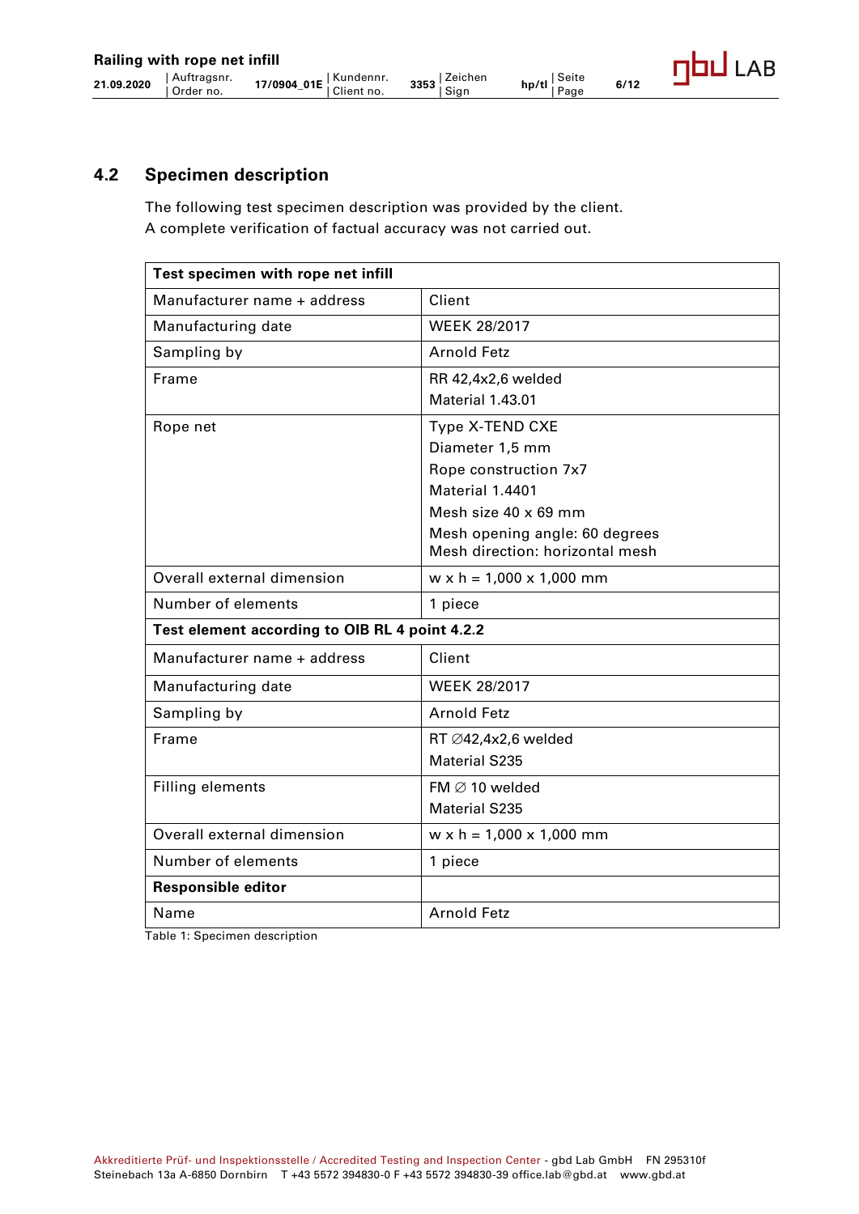## 4.2 Specimen description

The following test specimen description was provided by the client.
A complete verification of factual accuracy was not carried out.

| **Test specimen with rope net infill** | |
|---|---|
| Manufacturer name + address | Client |
| Manufacturing date | WEEK 28/2017 |
| Sampling by | Arnold Fetz |
| Frame | RR 42,4x2,6 welded<br>Material 1.43.01 |
| Rope net | Type X-TEND CXE<br>Diameter 1,5 mm<br>Rope construction 7x7<br>Material 1.4401<br>Mesh size 40 x 69 mm<br>Mesh opening angle: 60 degrees<br>Mesh direction: horizontal mesh |
| Overall external dimension | w x h = 1,000 x 1,000 mm |
| Number of elements | 1 piece |
| **Test element according to OIB RL 4 point 4.2.2** | |
| Manufacturer name + address | Client |
| Manufacturing date | WEEK 28/2017 |
| Sampling by | Arnold Fetz |
| Frame | RT ∅42,4x2,6 welded<br>Material S235 |
| Filling elements | FM ∅ 10 welded<br>Material S235 |
| Overall external dimension | w x h = 1,000 x 1,000 mm |
| Number of elements | 1 piece |
| **Responsible editor** | |
| Name | Arnold Fetz |

Table 1: Specimen description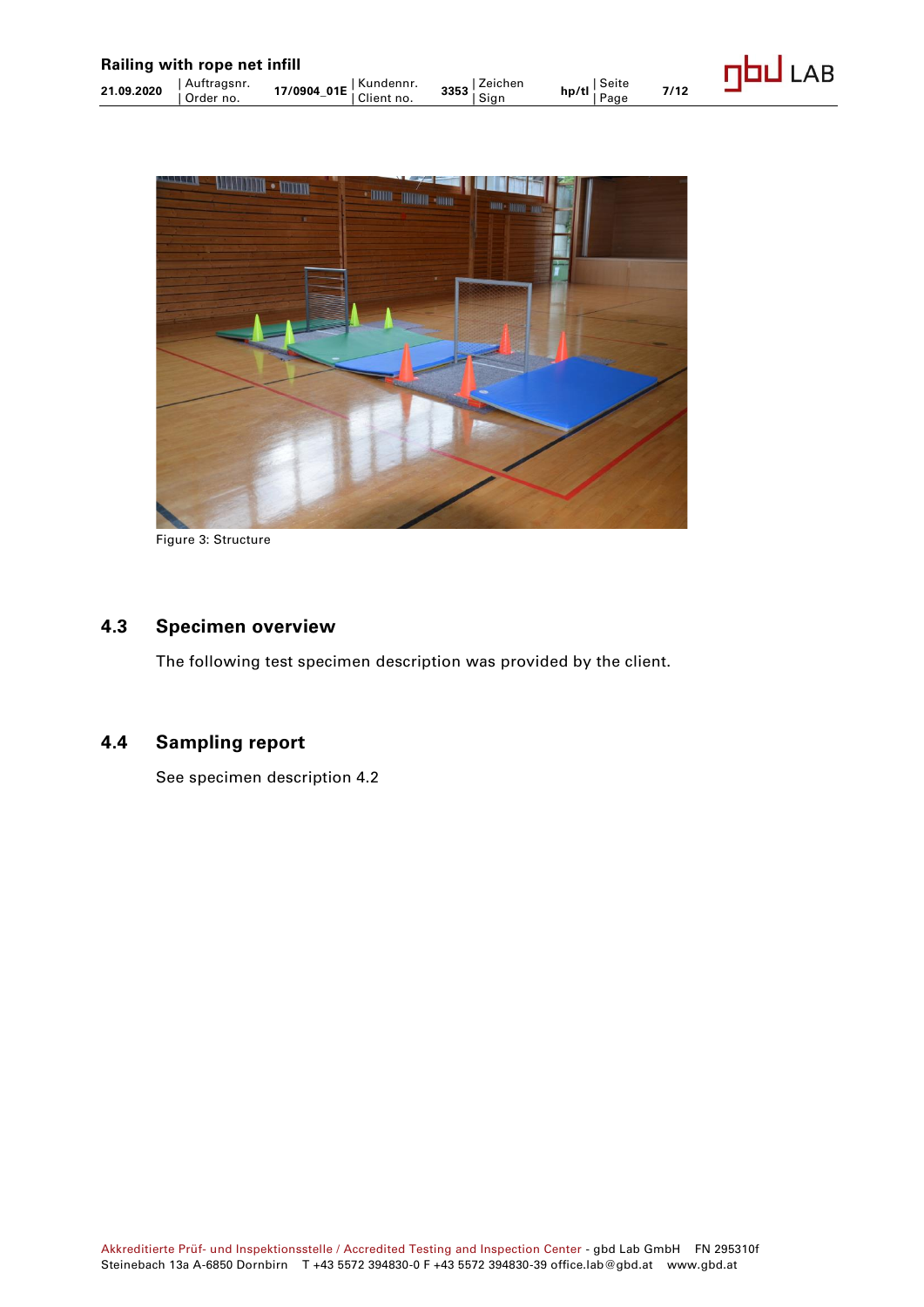Figure 3: Structure

## 4.3 Specimen overview

The following test specimen description was provided by the client.

## 4.4 Sampling report

See specimen description 4.2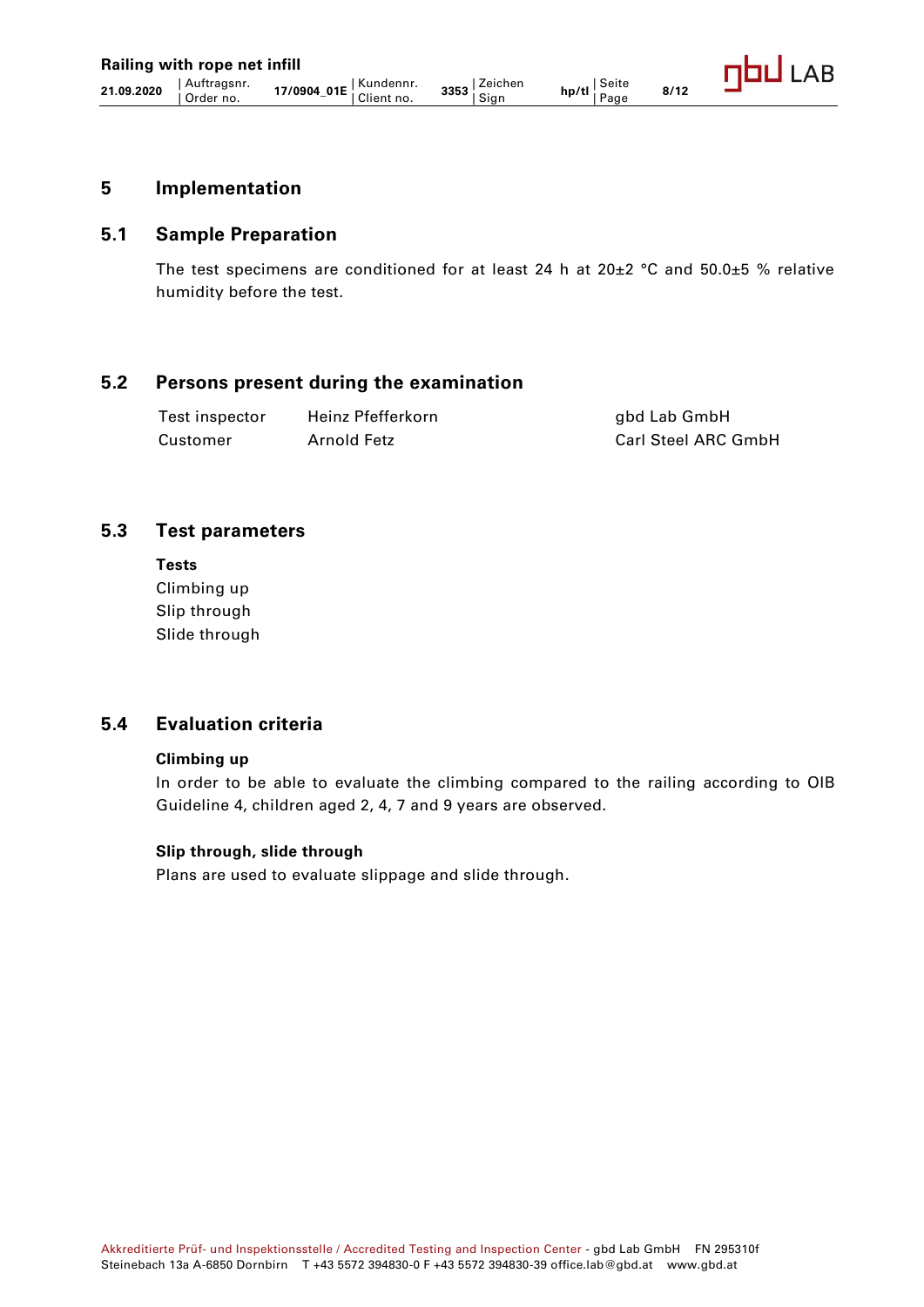# 5 Implementation

## 5.1 Sample Preparation

The test specimens are conditioned for at least 24 h at 20±2 °C and 50.0±5 % relative humidity before the test.

## 5.2 Persons present during the examination

| Test inspector | Heinz Pfefferkorn | gbd Lab GmbH |
| --- | --- | --- |
| Customer | Arnold Fetz | Carl Steel ARC GmbH |

## 5.3 Test parameters

**Tests**

Climbing up
Slip through
Slide through

## 5.4 Evaluation criteria

**Climbing up**

In order to be able to evaluate the climbing compared to the railing according to OIB Guideline 4, children aged 2, 4, 7 and 9 years are observed.

**Slip through, slide through**

Plans are used to evaluate slippage and slide through.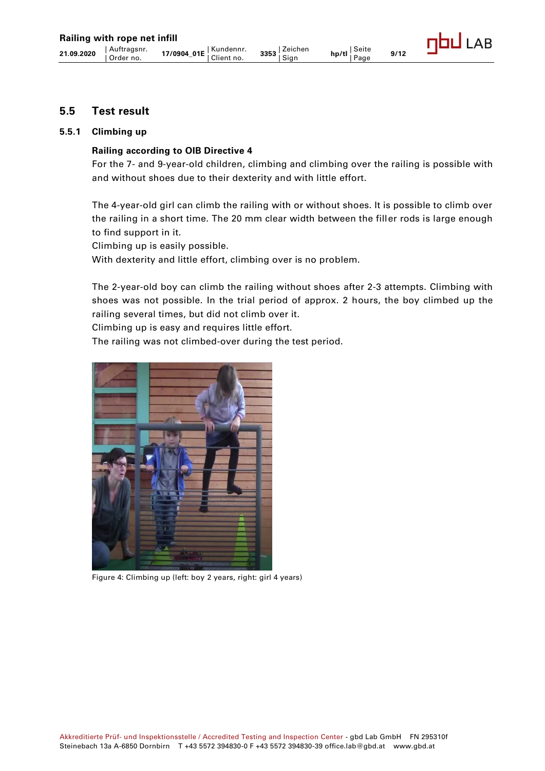## 5.5 Test result

### 5.5.1 Climbing up

**Railing according to OIB Directive 4**

For the 7- and 9-year-old children, climbing and climbing over the railing is possible with and without shoes due to their dexterity and with little effort.

The 4-year-old girl can climb the railing with or without shoes. It is possible to climb over the railing in a short time. The 20 mm clear width between the filler rods is large enough to find support in it.
Climbing up is easily possible.
With dexterity and little effort, climbing over is no problem.

The 2-year-old boy can climb the railing without shoes after 2-3 attempts. Climbing with shoes was not possible. In the trial period of approx. 2 hours, the boy climbed up the railing several times, but did not climb over it.
Climbing up is easy and requires little effort.
The railing was not climbed-over during the test period.

Figure 4: Climbing up (left: boy 2 years, right: girl 4 years)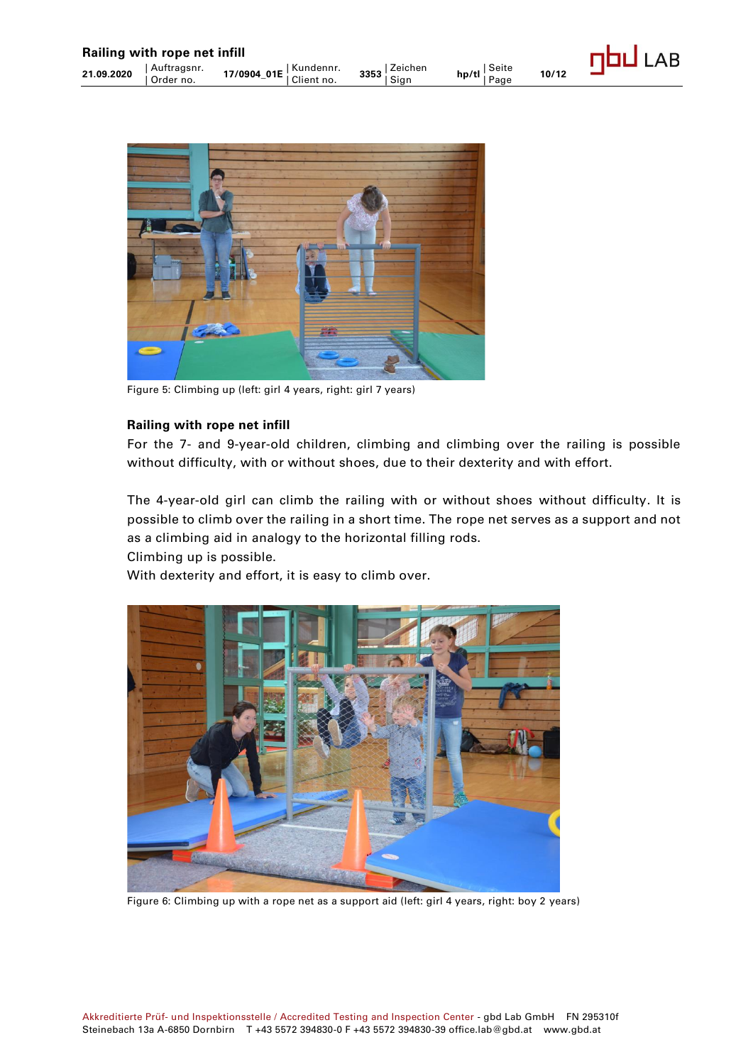Figure 5: Climbing up (left: girl 4 years, right: girl 7 years)

**Railing with rope net infill**

For the 7- and 9-year-old children, climbing and climbing over the railing is possible without difficulty, with or without shoes, due to their dexterity and with effort.

The 4-year-old girl can climb the railing with or without shoes without difficulty. It is possible to climb over the railing in a short time. The rope net serves as a support and not as a climbing aid in analogy to the horizontal filling rods.
Climbing up is possible.
With dexterity and effort, it is easy to climb over.

Figure 6: Climbing up with a rope net as a support aid (left: girl 4 years, right: boy 2 years)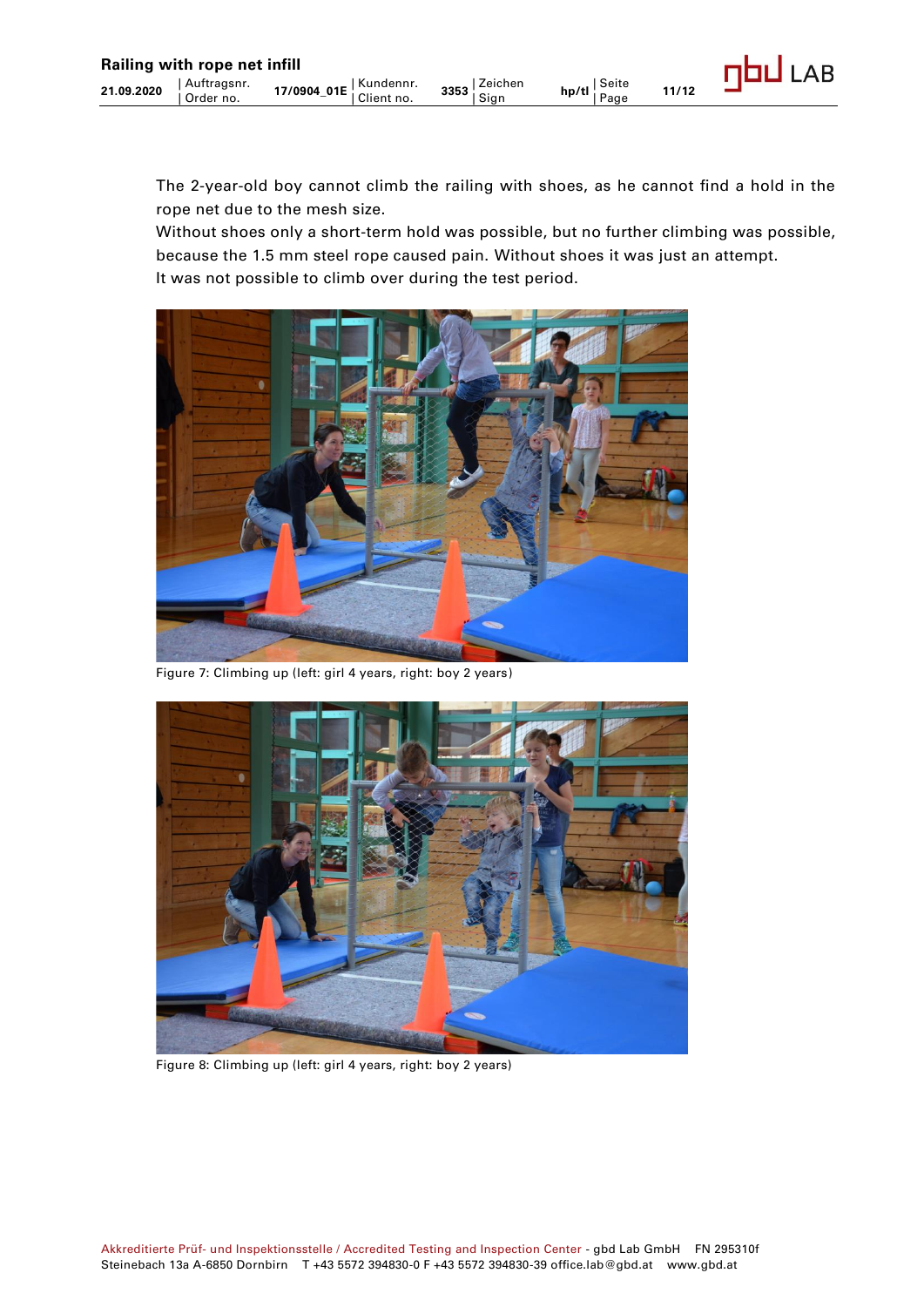The 2-year-old boy cannot climb the railing with shoes, as he cannot find a hold in the rope net due to the mesh size.

Without shoes only a short-term hold was possible, but no further climbing was possible, because the 1.5 mm steel rope caused pain. Without shoes it was just an attempt.

It was not possible to climb over during the test period.

Figure 7: Climbing up (left: girl 4 years, right: boy 2 years)

Figure 8: Climbing up (left: girl 4 years, right: boy 2 years)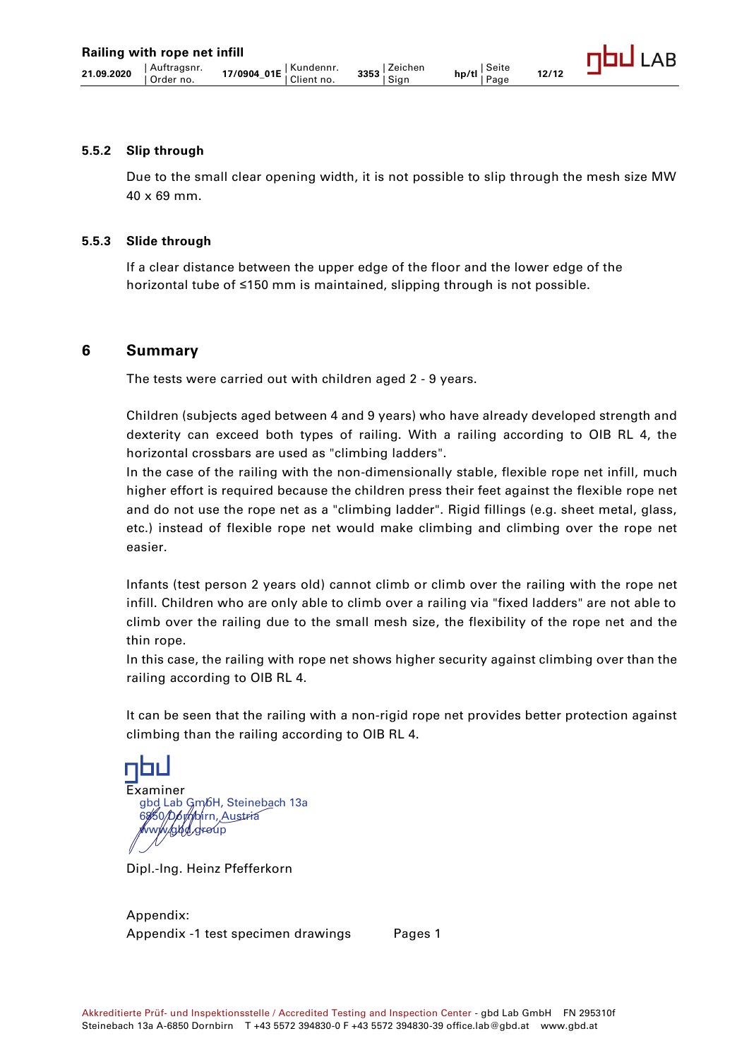### 5.5.2 Slip through

Due to the small clear opening width, it is not possible to slip through the mesh size MW 40 x 69 mm.

### 5.5.3 Slide through

If a clear distance between the upper edge of the floor and the lower edge of the horizontal tube of ≤150 mm is maintained, slipping through is not possible.

## 6 Summary

The tests were carried out with children aged 2 - 9 years.

Children (subjects aged between 4 and 9 years) who have already developed strength and dexterity can exceed both types of railing. With a railing according to OIB RL 4, the horizontal crossbars are used as "climbing ladders".
In the case of the railing with the non-dimensionally stable, flexible rope net infill, much higher effort is required because the children press their feet against the flexible rope net and do not use the rope net as a "climbing ladder". Rigid fillings (e.g. sheet metal, glass, etc.) instead of flexible rope net would make climbing and climbing over the rope net easier.

Infants (test person 2 years old) cannot climb or climb over the railing with the rope net infill. Children who are only able to climb over a railing via "fixed ladders" are not able to climb over the railing due to the small mesh size, the flexibility of the rope net and the thin rope.
In this case, the railing with rope net shows higher security against climbing over than the railing according to OIB RL 4.

It can be seen that the railing with a non-rigid rope net provides better protection against climbing than the railing according to OIB RL 4.

Examiner
gbd Lab GmbH, Steinebach 13a
6850 Dornbirn, Austria
www.gbd.group

Dipl.-Ing. Heinz Pfefferkorn

Appendix:
Appendix -1 test specimen drawings    Pages 1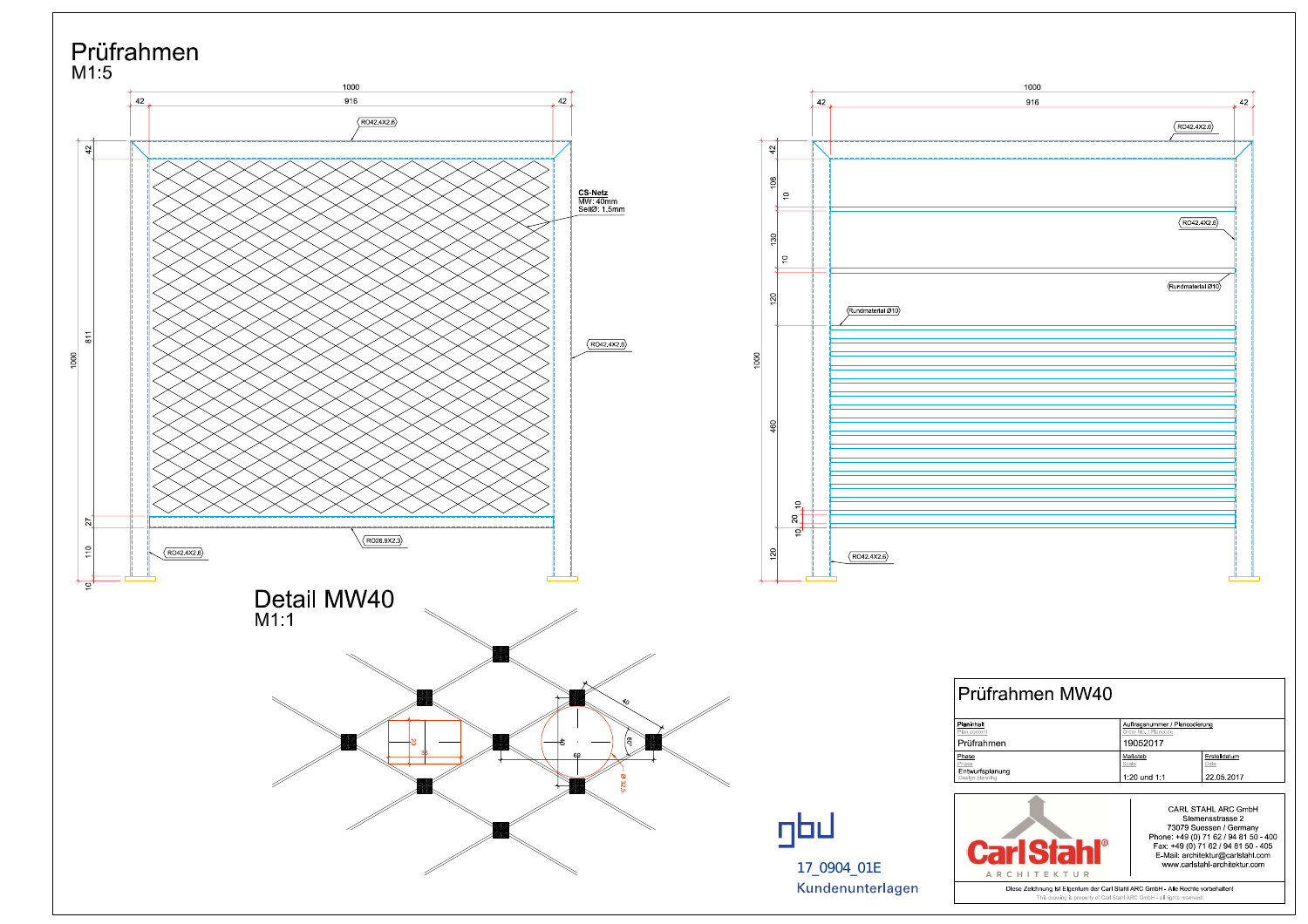# Prüfrahmen
M1:5

1000
42 916 42

RO42.4X2.6

CS-Netz
MW: 40mm
SeilØ: 1.5mm

RO42.4X2.6

RO26.9X2.3

RO42.4X2.6

42
811
27
110
10
1000

1000
42 916 42

RO42.4X2.6

RO42.4X2.6

Rundmaterial Ø10

Rundmaterial Ø10

RO42.4X2.6

42
108
10
130
10
120
460
10
20
10
120
1000

# Detail MW40
M1:1

40
20
35
40
60
60
Ø 32,5

# Prüfrahmen MW40

| Planinhalt / Plan content | Auftragsnummer / Plancodierung / Order No. / Plancode | |
|---|---|---|
| Prüfrahmen | 19052017 | |
| **Phase** / Phase | **Maßstab** / Scale | **Erstelldatum** / Date |
| Entwurfsplanung / Design planning | 1:20 und 1:1 | 22.05.2017 |

Carl Stahl®
ARCHITEKTUR

CARL STAHL ARC GmbH
Siemensstrasse 2
73079 Suessen / Germany
Phone: +49 (0) 71 62 / 94 81 50 - 400
Fax: +49 (0) 71 62 / 94 81 50 - 405
E-Mail: architektur@carlstahl.com
www.carlstahl-architektur.com

Diese Zeichnung ist Eigentum der Carl Stahl ARC GmbH - Alle Rechte vorbehalten!
This drawing is property of Carl Stahl ARC GmbH - all rights reserved!

gbd
17_0904_01E
Kundenunterlagen